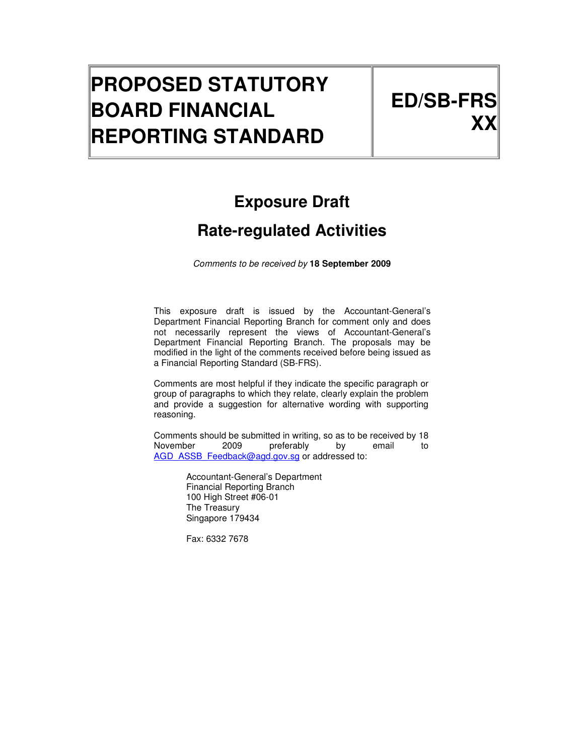| PROPOSED STATUTORY BOARD FINANCIAL REPORTING STANDARD | ED/SB-FRS XX |
| --- | --- |

# Exposure Draft

## Rate-regulated Activities

*Comments to be received by* **18 September 2009**

This exposure draft is issued by the Accountant-General's Department Financial Reporting Branch for comment only and does not necessarily represent the views of Accountant-General's Department Financial Reporting Branch. The proposals may be modified in the light of the comments received before being issued as a Financial Reporting Standard (SB-FRS).

Comments are most helpful if they indicate the specific paragraph or group of paragraphs to which they relate, clearly explain the problem and provide a suggestion for alternative wording with supporting reasoning.

Comments should be submitted in writing, so as to be received by 18 November 2009 preferably by email to AGD_ASSB_Feedback@agd.gov.sg or addressed to:

Accountant-General's Department
Financial Reporting Branch
100 High Street #06-01
The Treasury
Singapore 179434

Fax: 6332 7678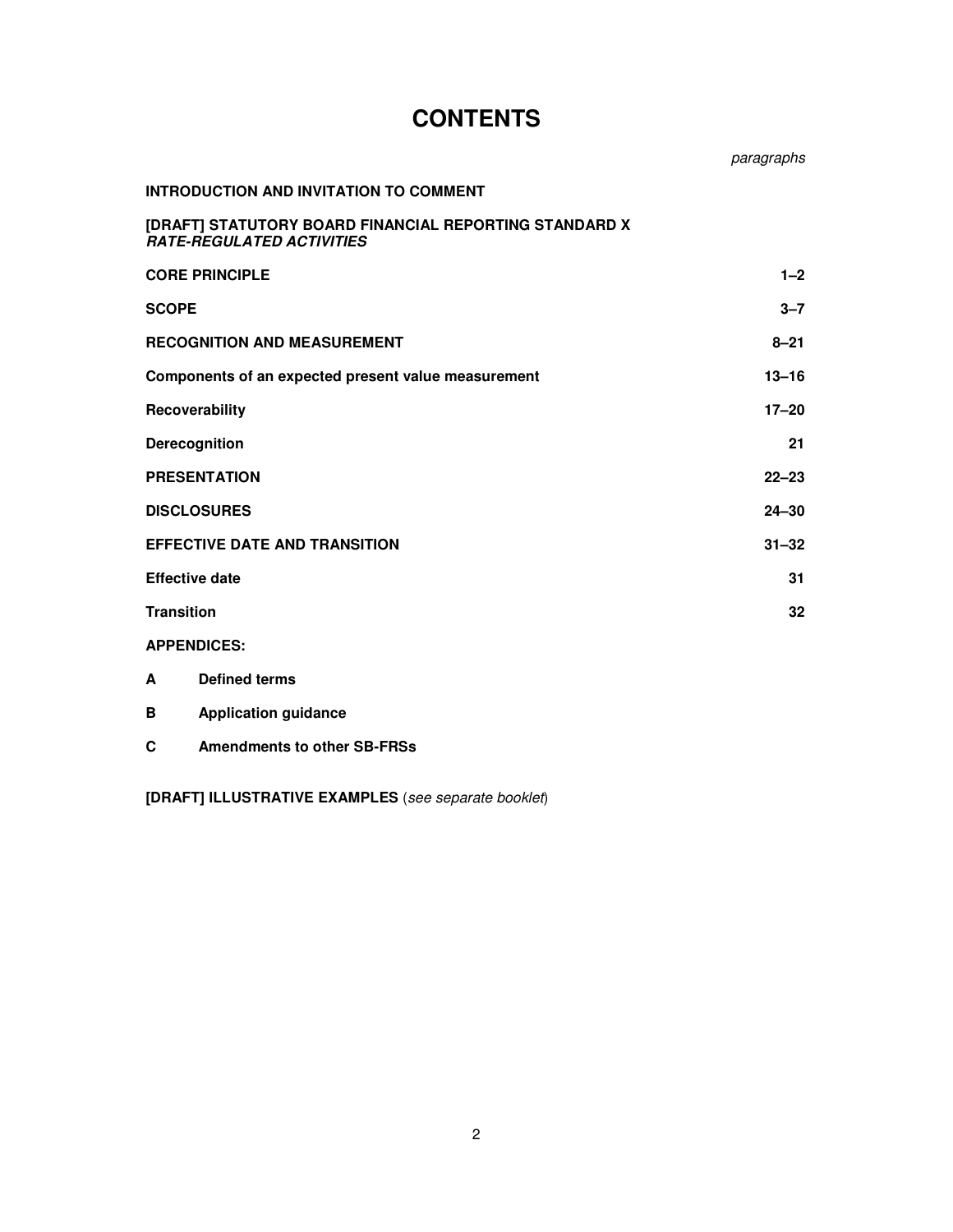# CONTENTS

| | *paragraphs* |
|---|---|
| **INTRODUCTION AND INVITATION TO COMMENT** | |
| **[DRAFT] STATUTORY BOARD FINANCIAL REPORTING STANDARD X** ***RATE-REGULATED ACTIVITIES*** | |
| **CORE PRINCIPLE** | **1–2** |
| **SCOPE** | **3–7** |
| **RECOGNITION AND MEASUREMENT** | **8–21** |
| **Components of an expected present value measurement** | **13–16** |
| **Recoverability** | **17–20** |
| **Derecognition** | **21** |
| **PRESENTATION** | **22–23** |
| **DISCLOSURES** | **24–30** |
| **EFFECTIVE DATE AND TRANSITION** | **31–32** |
| **Effective date** | **31** |
| **Transition** | **32** |

**APPENDICES:**

**A** **Defined terms**

**B** **Application guidance**

**C** **Amendments to other SB-FRSs**

**[DRAFT] ILLUSTRATIVE EXAMPLES** (*see separate booklet*)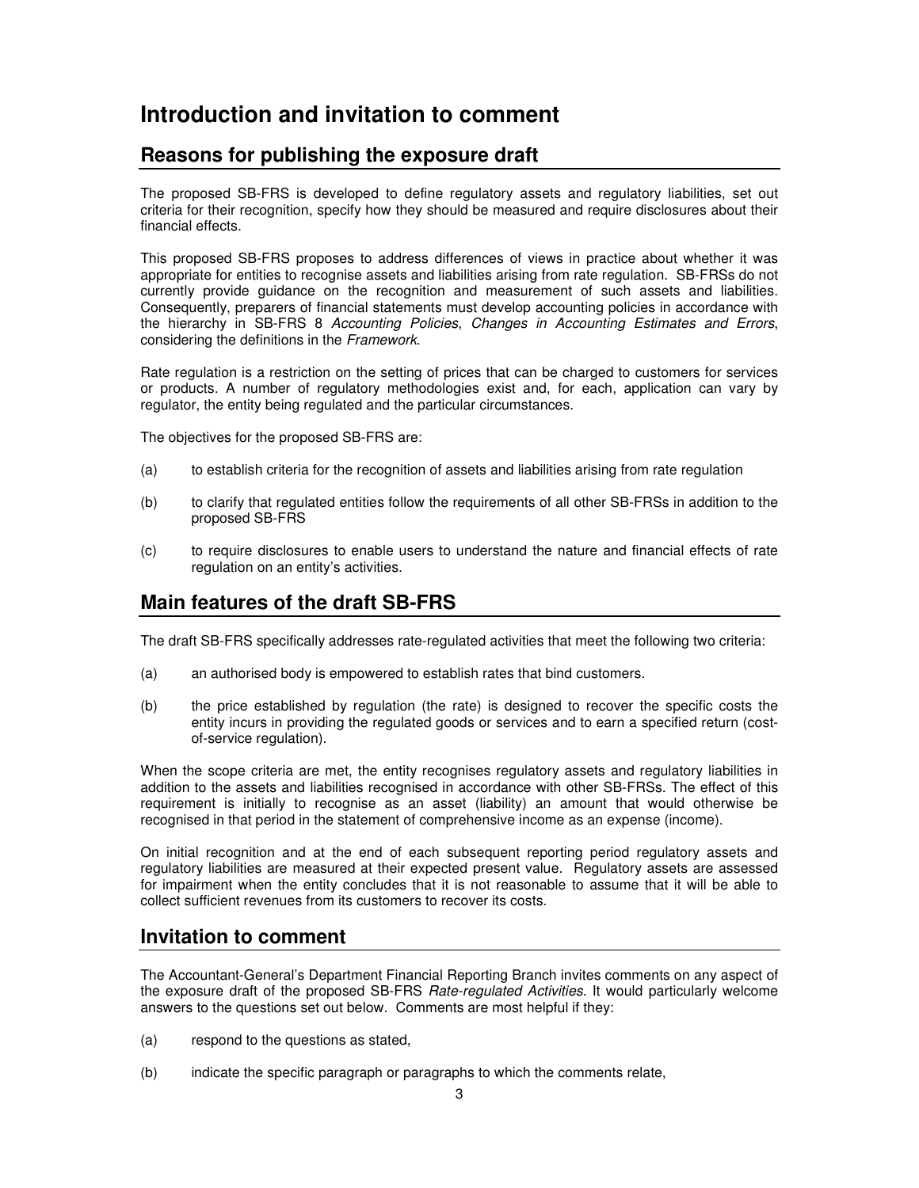# Introduction and invitation to comment

## Reasons for publishing the exposure draft

The proposed SB-FRS is developed to define regulatory assets and regulatory liabilities, set out criteria for their recognition, specify how they should be measured and require disclosures about their financial effects.

This proposed SB-FRS proposes to address differences of views in practice about whether it was appropriate for entities to recognise assets and liabilities arising from rate regulation. SB-FRSs do not currently provide guidance on the recognition and measurement of such assets and liabilities. Consequently, preparers of financial statements must develop accounting policies in accordance with the hierarchy in SB-FRS 8 *Accounting Policies*, *Changes in Accounting Estimates and Errors*, considering the definitions in the *Framework*.

Rate regulation is a restriction on the setting of prices that can be charged to customers for services or products. A number of regulatory methodologies exist and, for each, application can vary by regulator, the entity being regulated and the particular circumstances.

The objectives for the proposed SB-FRS are:

(a) to establish criteria for the recognition of assets and liabilities arising from rate regulation

(b) to clarify that regulated entities follow the requirements of all other SB-FRSs in addition to the proposed SB-FRS

(c) to require disclosures to enable users to understand the nature and financial effects of rate regulation on an entity's activities.

## Main features of the draft SB-FRS

The draft SB-FRS specifically addresses rate-regulated activities that meet the following two criteria:

(a) an authorised body is empowered to establish rates that bind customers.

(b) the price established by regulation (the rate) is designed to recover the specific costs the entity incurs in providing the regulated goods or services and to earn a specified return (cost-of-service regulation).

When the scope criteria are met, the entity recognises regulatory assets and regulatory liabilities in addition to the assets and liabilities recognised in accordance with other SB-FRSs. The effect of this requirement is initially to recognise as an asset (liability) an amount that would otherwise be recognised in that period in the statement of comprehensive income as an expense (income).

On initial recognition and at the end of each subsequent reporting period regulatory assets and regulatory liabilities are measured at their expected present value. Regulatory assets are assessed for impairment when the entity concludes that it is not reasonable to assume that it will be able to collect sufficient revenues from its customers to recover its costs.

## Invitation to comment

The Accountant-General's Department Financial Reporting Branch invites comments on any aspect of the exposure draft of the proposed SB-FRS *Rate-regulated Activities*. It would particularly welcome answers to the questions set out below. Comments are most helpful if they:

(a) respond to the questions as stated,

(b) indicate the specific paragraph or paragraphs to which the comments relate,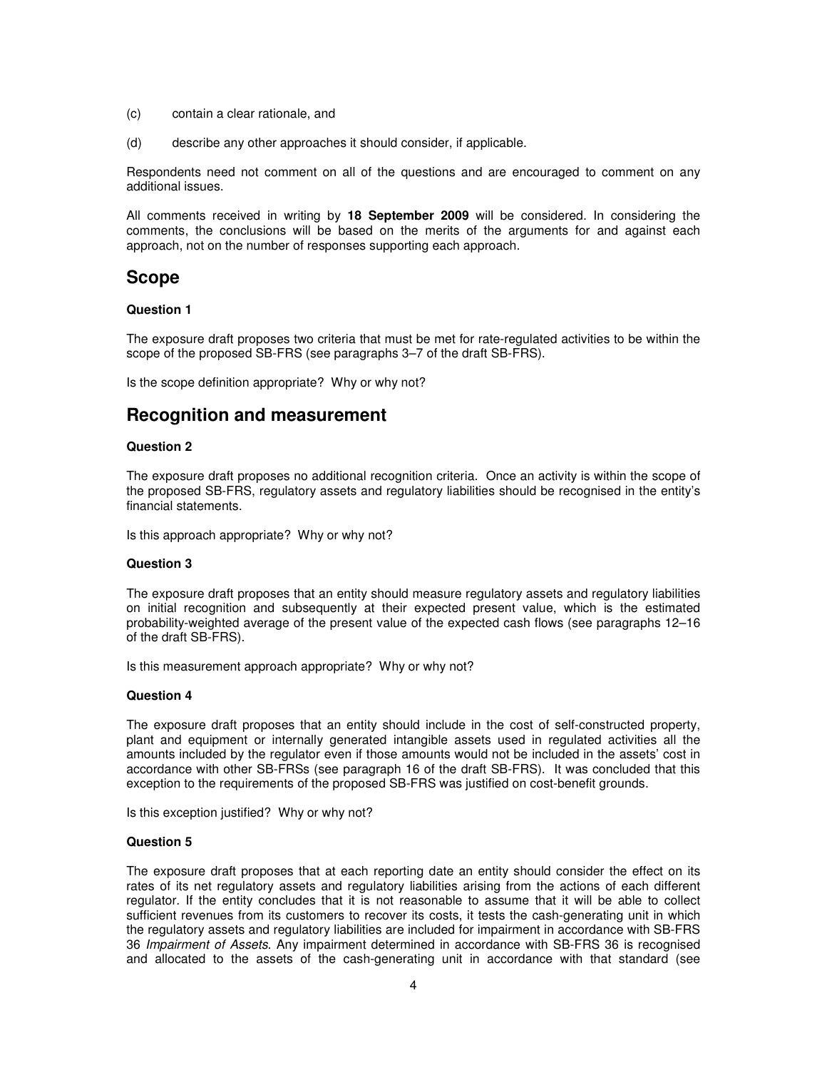(c) contain a clear rationale, and

(d) describe any other approaches it should consider, if applicable.

Respondents need not comment on all of the questions and are encouraged to comment on any additional issues.

All comments received in writing by **18 September 2009** will be considered. In considering the comments, the conclusions will be based on the merits of the arguments for and against each approach, not on the number of responses supporting each approach.

## Scope

**Question 1**

The exposure draft proposes two criteria that must be met for rate-regulated activities to be within the scope of the proposed SB-FRS (see paragraphs 3–7 of the draft SB-FRS).

Is the scope definition appropriate? Why or why not?

## Recognition and measurement

**Question 2**

The exposure draft proposes no additional recognition criteria. Once an activity is within the scope of the proposed SB-FRS, regulatory assets and regulatory liabilities should be recognised in the entity's financial statements.

Is this approach appropriate? Why or why not?

**Question 3**

The exposure draft proposes that an entity should measure regulatory assets and regulatory liabilities on initial recognition and subsequently at their expected present value, which is the estimated probability-weighted average of the present value of the expected cash flows (see paragraphs 12–16 of the draft SB-FRS).

Is this measurement approach appropriate? Why or why not?

**Question 4**

The exposure draft proposes that an entity should include in the cost of self-constructed property, plant and equipment or internally generated intangible assets used in regulated activities all the amounts included by the regulator even if those amounts would not be included in the assets' cost in accordance with other SB-FRSs (see paragraph 16 of the draft SB-FRS). It was concluded that this exception to the requirements of the proposed SB-FRS was justified on cost-benefit grounds.

Is this exception justified? Why or why not?

**Question 5**

The exposure draft proposes that at each reporting date an entity should consider the effect on its rates of its net regulatory assets and regulatory liabilities arising from the actions of each different regulator. If the entity concludes that it is not reasonable to assume that it will be able to collect sufficient revenues from its customers to recover its costs, it tests the cash-generating unit in which the regulatory assets and regulatory liabilities are included for impairment in accordance with SB-FRS 36 *Impairment of Assets*. Any impairment determined in accordance with SB-FRS 36 is recognised and allocated to the assets of the cash-generating unit in accordance with that standard (see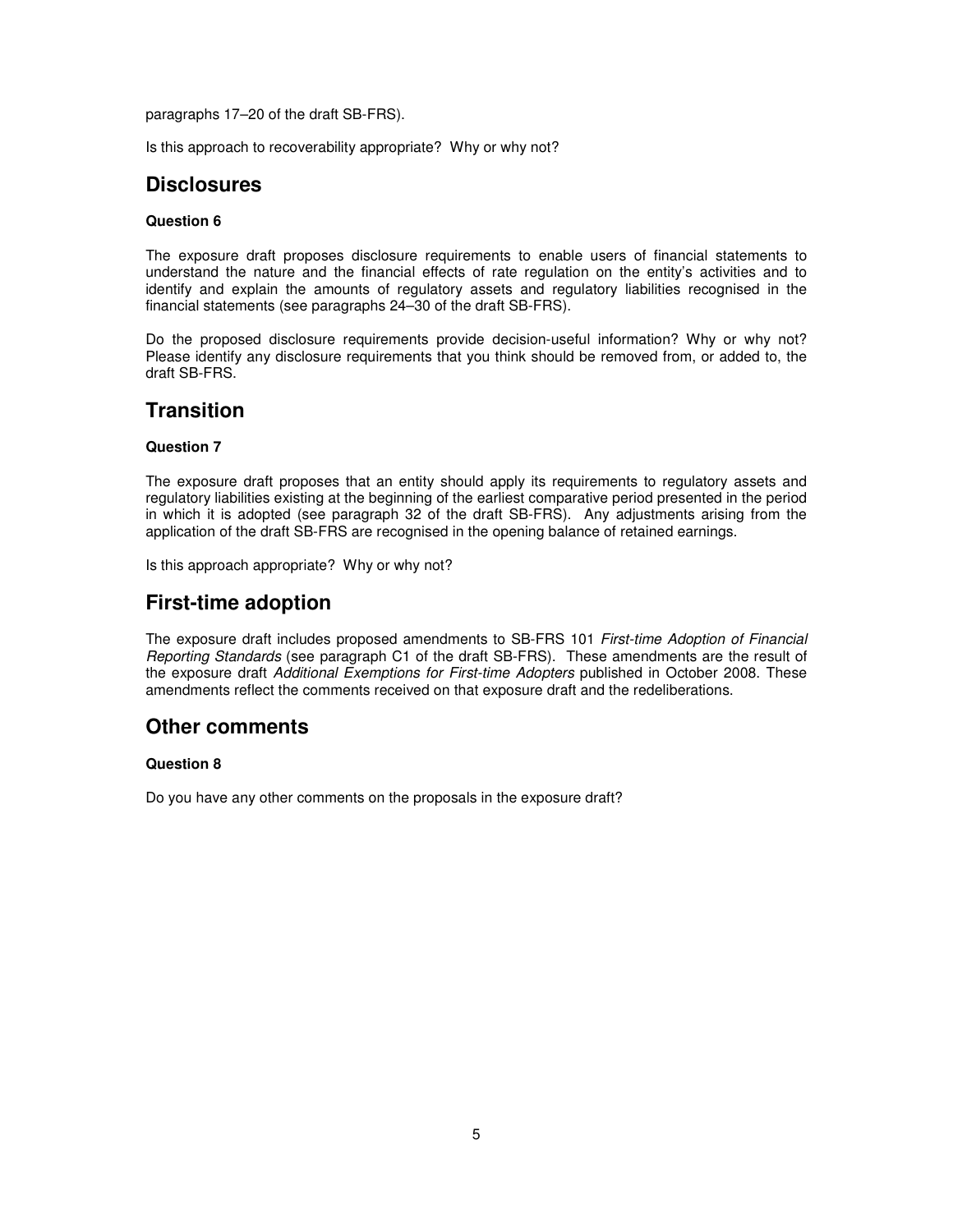paragraphs 17–20 of the draft SB-FRS).

Is this approach to recoverability appropriate? Why or why not?

## Disclosures

**Question 6**

The exposure draft proposes disclosure requirements to enable users of financial statements to understand the nature and the financial effects of rate regulation on the entity's activities and to identify and explain the amounts of regulatory assets and regulatory liabilities recognised in the financial statements (see paragraphs 24–30 of the draft SB-FRS).

Do the proposed disclosure requirements provide decision-useful information? Why or why not? Please identify any disclosure requirements that you think should be removed from, or added to, the draft SB-FRS.

## Transition

**Question 7**

The exposure draft proposes that an entity should apply its requirements to regulatory assets and regulatory liabilities existing at the beginning of the earliest comparative period presented in the period in which it is adopted (see paragraph 32 of the draft SB-FRS). Any adjustments arising from the application of the draft SB-FRS are recognised in the opening balance of retained earnings.

Is this approach appropriate? Why or why not?

## First-time adoption

The exposure draft includes proposed amendments to SB-FRS 101 *First-time Adoption of Financial Reporting Standards* (see paragraph C1 of the draft SB-FRS). These amendments are the result of the exposure draft *Additional Exemptions for First-time Adopters* published in October 2008. These amendments reflect the comments received on that exposure draft and the redeliberations.

## Other comments

**Question 8**

Do you have any other comments on the proposals in the exposure draft?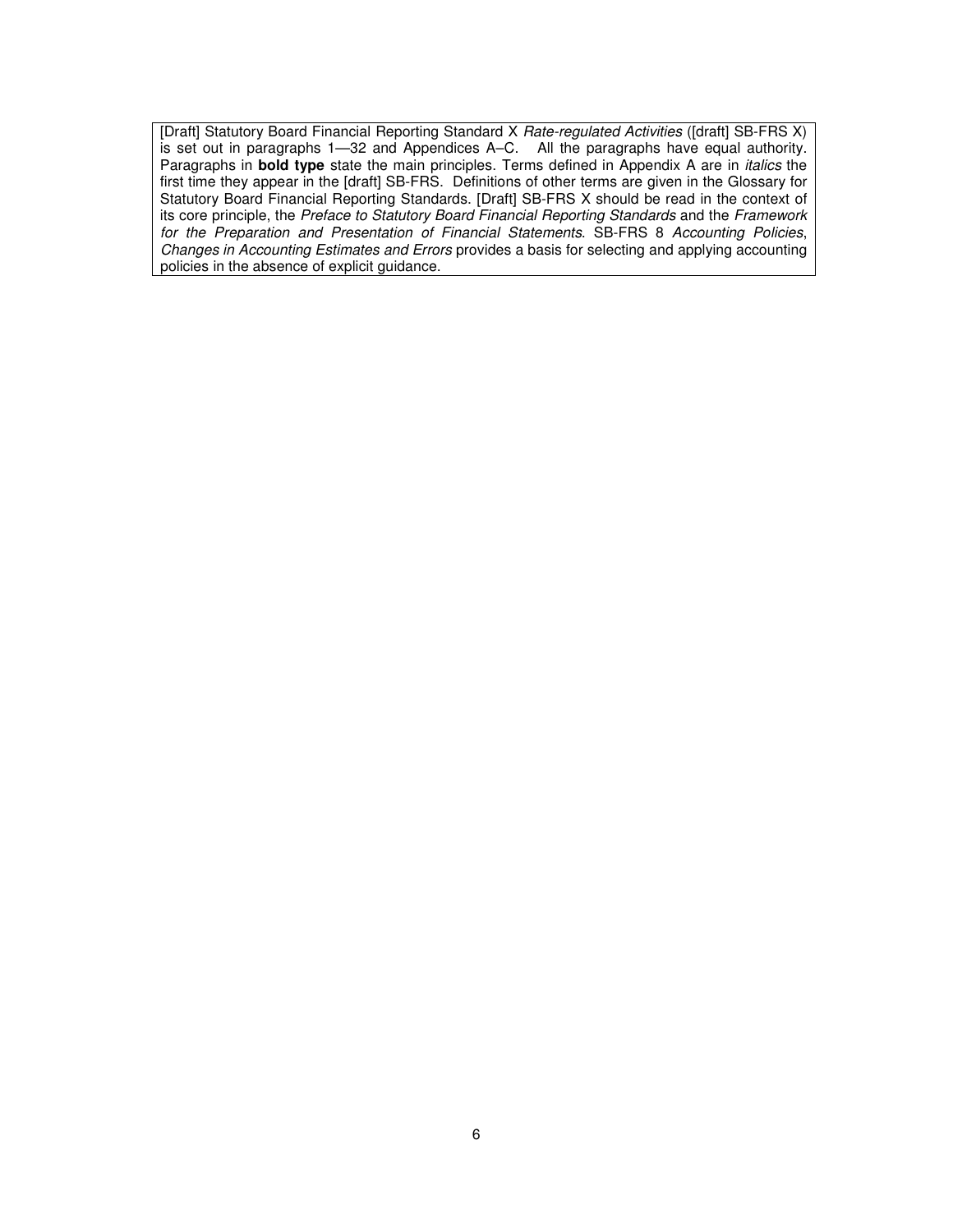[Draft] Statutory Board Financial Reporting Standard X *Rate-regulated Activities* ([draft] SB-FRS X) is set out in paragraphs 1—32 and Appendices A–C. All the paragraphs have equal authority. Paragraphs in **bold type** state the main principles. Terms defined in Appendix A are in *italics* the first time they appear in the [draft] SB-FRS. Definitions of other terms are given in the Glossary for Statutory Board Financial Reporting Standards. [Draft] SB-FRS X should be read in the context of its core principle, the *Preface to Statutory Board Financial Reporting Standards* and the *Framework for the Preparation and Presentation of Financial Statements*. SB-FRS 8 *Accounting Policies, Changes in Accounting Estimates and Errors* provides a basis for selecting and applying accounting policies in the absence of explicit guidance.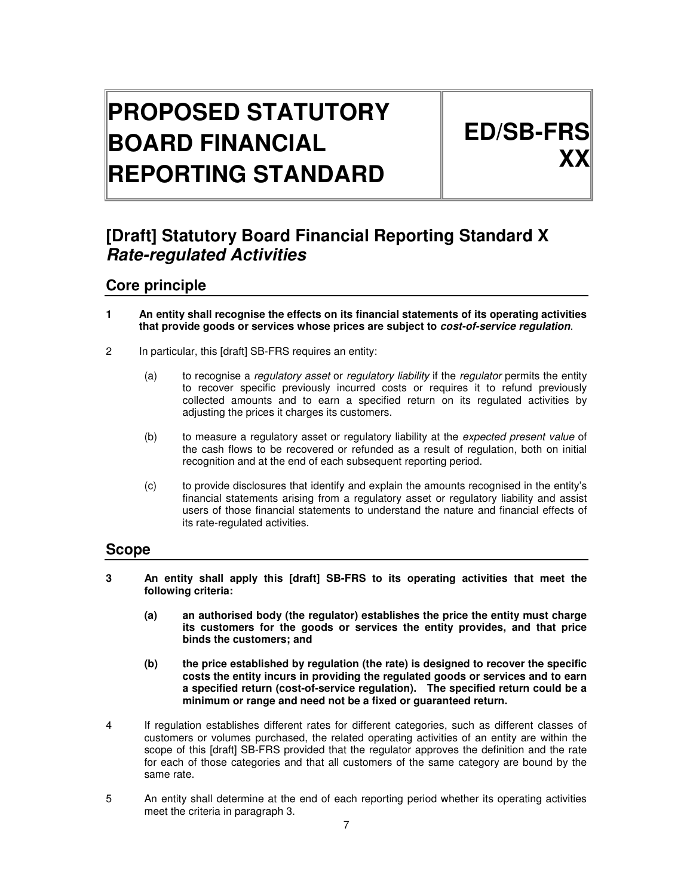# PROPOSED STATUTORY BOARD FINANCIAL REPORTING STANDARD

# ED/SB-FRS XX

## [Draft] Statutory Board Financial Reporting Standard X *Rate-regulated Activities*

## Core principle

**1 An entity shall recognise the effects on its financial statements of its operating activities that provide goods or services whose prices are subject to *cost-of-service regulation*.**

2 In particular, this [draft] SB-FRS requires an entity:

(a) to recognise a *regulatory asset* or *regulatory liability* if the *regulator* permits the entity to recover specific previously incurred costs or requires it to refund previously collected amounts and to earn a specified return on its regulated activities by adjusting the prices it charges its customers.

(b) to measure a regulatory asset or regulatory liability at the *expected present value* of the cash flows to be recovered or refunded as a result of regulation, both on initial recognition and at the end of each subsequent reporting period.

(c) to provide disclosures that identify and explain the amounts recognised in the entity's financial statements arising from a regulatory asset or regulatory liability and assist users of those financial statements to understand the nature and financial effects of its rate-regulated activities.

## Scope

**3 An entity shall apply this [draft] SB-FRS to its operating activities that meet the following criteria:**

**(a) an authorised body (the regulator) establishes the price the entity must charge its customers for the goods or services the entity provides, and that price binds the customers; and**

**(b) the price established by regulation (the rate) is designed to recover the specific costs the entity incurs in providing the regulated goods or services and to earn a specified return (cost-of-service regulation). The specified return could be a minimum or range and need not be a fixed or guaranteed return.**

4 If regulation establishes different rates for different categories, such as different classes of customers or volumes purchased, the related operating activities of an entity are within the scope of this [draft] SB-FRS provided that the regulator approves the definition and the rate for each of those categories and that all customers of the same category are bound by the same rate.

5 An entity shall determine at the end of each reporting period whether its operating activities meet the criteria in paragraph 3.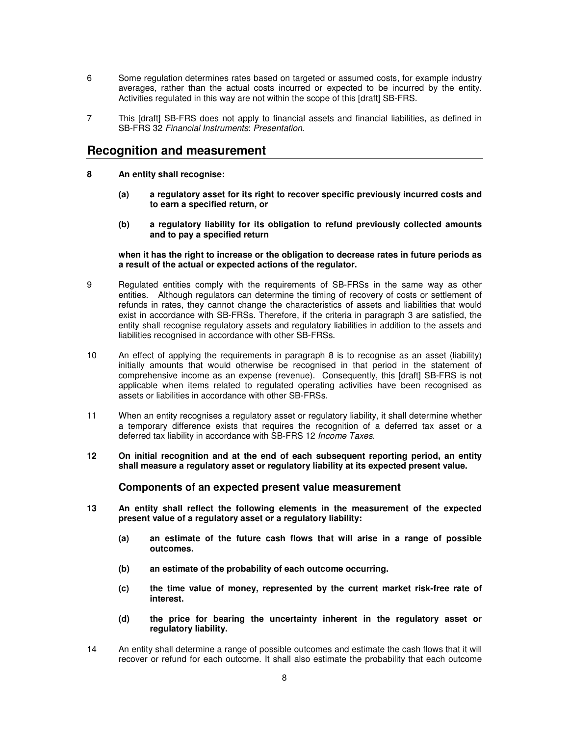6 Some regulation determines rates based on targeted or assumed costs, for example industry averages, rather than the actual costs incurred or expected to be incurred by the entity. Activities regulated in this way are not within the scope of this [draft] SB-FRS.

7 This [draft] SB-FRS does not apply to financial assets and financial liabilities, as defined in SB-FRS 32 *Financial Instruments*: *Presentation*.

## Recognition and measurement

**8 An entity shall recognise:**

**(a) a regulatory asset for its right to recover specific previously incurred costs and to earn a specified return, or**

**(b) a regulatory liability for its obligation to refund previously collected amounts and to pay a specified return**

**when it has the right to increase or the obligation to decrease rates in future periods as a result of the actual or expected actions of the regulator.**

9 Regulated entities comply with the requirements of SB-FRSs in the same way as other entities. Although regulators can determine the timing of recovery of costs or settlement of refunds in rates, they cannot change the characteristics of assets and liabilities that would exist in accordance with SB-FRSs. Therefore, if the criteria in paragraph 3 are satisfied, the entity shall recognise regulatory assets and regulatory liabilities in addition to the assets and liabilities recognised in accordance with other SB-FRSs.

10 An effect of applying the requirements in paragraph 8 is to recognise as an asset (liability) initially amounts that would otherwise be recognised in that period in the statement of comprehensive income as an expense (revenue). Consequently, this [draft] SB-FRS is not applicable when items related to regulated operating activities have been recognised as assets or liabilities in accordance with other SB-FRSs.

11 When an entity recognises a regulatory asset or regulatory liability, it shall determine whether a temporary difference exists that requires the recognition of a deferred tax asset or a deferred tax liability in accordance with SB-FRS 12 *Income Taxes*.

**12 On initial recognition and at the end of each subsequent reporting period, an entity shall measure a regulatory asset or regulatory liability at its expected present value.**

### Components of an expected present value measurement

**13 An entity shall reflect the following elements in the measurement of the expected present value of a regulatory asset or a regulatory liability:**

**(a) an estimate of the future cash flows that will arise in a range of possible outcomes.**

**(b) an estimate of the probability of each outcome occurring.**

**(c) the time value of money, represented by the current market risk-free rate of interest.**

**(d) the price for bearing the uncertainty inherent in the regulatory asset or regulatory liability.**

14 An entity shall determine a range of possible outcomes and estimate the cash flows that it will recover or refund for each outcome. It shall also estimate the probability that each outcome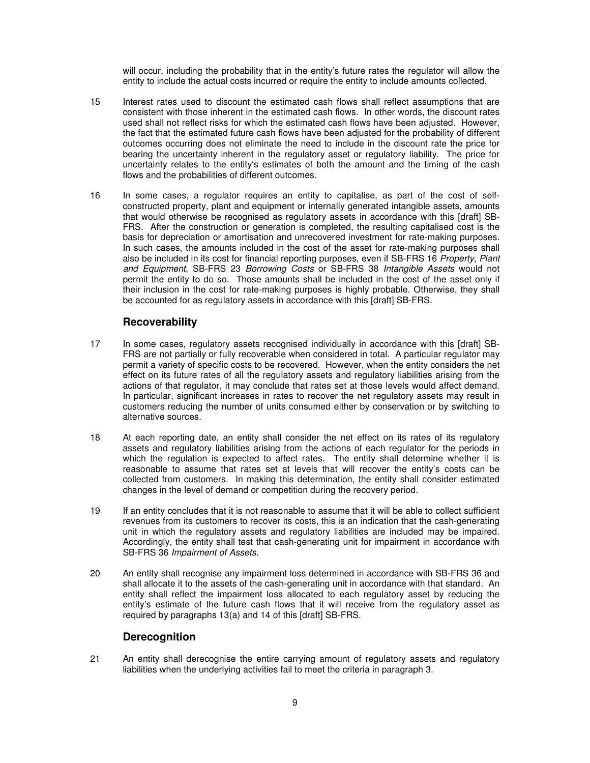will occur, including the probability that in the entity's future rates the regulator will allow the entity to include the actual costs incurred or require the entity to include amounts collected.

15 Interest rates used to discount the estimated cash flows shall reflect assumptions that are consistent with those inherent in the estimated cash flows. In other words, the discount rates used shall not reflect risks for which the estimated cash flows have been adjusted. However, the fact that the estimated future cash flows have been adjusted for the probability of different outcomes occurring does not eliminate the need to include in the discount rate the price for bearing the uncertainty inherent in the regulatory asset or regulatory liability. The price for uncertainty relates to the entity's estimates of both the amount and the timing of the cash flows and the probabilities of different outcomes.

16 In some cases, a regulator requires an entity to capitalise, as part of the cost of self-constructed property, plant and equipment or internally generated intangible assets, amounts that would otherwise be recognised as regulatory assets in accordance with this [draft] SB-FRS. After the construction or generation is completed, the resulting capitalised cost is the basis for depreciation or amortisation and unrecovered investment for rate-making purposes. In such cases, the amounts included in the cost of the asset for rate-making purposes shall also be included in its cost for financial reporting purposes, even if SB-FRS 16 *Property, Plant and Equipment*, SB-FRS 23 *Borrowing Costs* or SB-FRS 38 *Intangible Assets* would not permit the entity to do so. Those amounts shall be included in the cost of the asset only if their inclusion in the cost for rate-making purposes is highly probable. Otherwise, they shall be accounted for as regulatory assets in accordance with this [draft] SB-FRS.

## Recoverability

17 In some cases, regulatory assets recognised individually in accordance with this [draft] SB-FRS are not partially or fully recoverable when considered in total. A particular regulator may permit a variety of specific costs to be recovered. However, when the entity considers the net effect on its future rates of all the regulatory assets and regulatory liabilities arising from the actions of that regulator, it may conclude that rates set at those levels would affect demand. In particular, significant increases in rates to recover the net regulatory assets may result in customers reducing the number of units consumed either by conservation or by switching to alternative sources.

18 At each reporting date, an entity shall consider the net effect on its rates of its regulatory assets and regulatory liabilities arising from the actions of each regulator for the periods in which the regulation is expected to affect rates. The entity shall determine whether it is reasonable to assume that rates set at levels that will recover the entity's costs can be collected from customers. In making this determination, the entity shall consider estimated changes in the level of demand or competition during the recovery period.

19 If an entity concludes that it is not reasonable to assume that it will be able to collect sufficient revenues from its customers to recover its costs, this is an indication that the cash-generating unit in which the regulatory assets and regulatory liabilities are included may be impaired. Accordingly, the entity shall test that cash-generating unit for impairment in accordance with SB-FRS 36 *Impairment of Assets*.

20 An entity shall recognise any impairment loss determined in accordance with SB-FRS 36 and shall allocate it to the assets of the cash-generating unit in accordance with that standard. An entity shall reflect the impairment loss allocated to each regulatory asset by reducing the entity's estimate of the future cash flows that it will receive from the regulatory asset as required by paragraphs 13(a) and 14 of this [draft] SB-FRS.

## Derecognition

21 An entity shall derecognise the entire carrying amount of regulatory assets and regulatory liabilities when the underlying activities fail to meet the criteria in paragraph 3.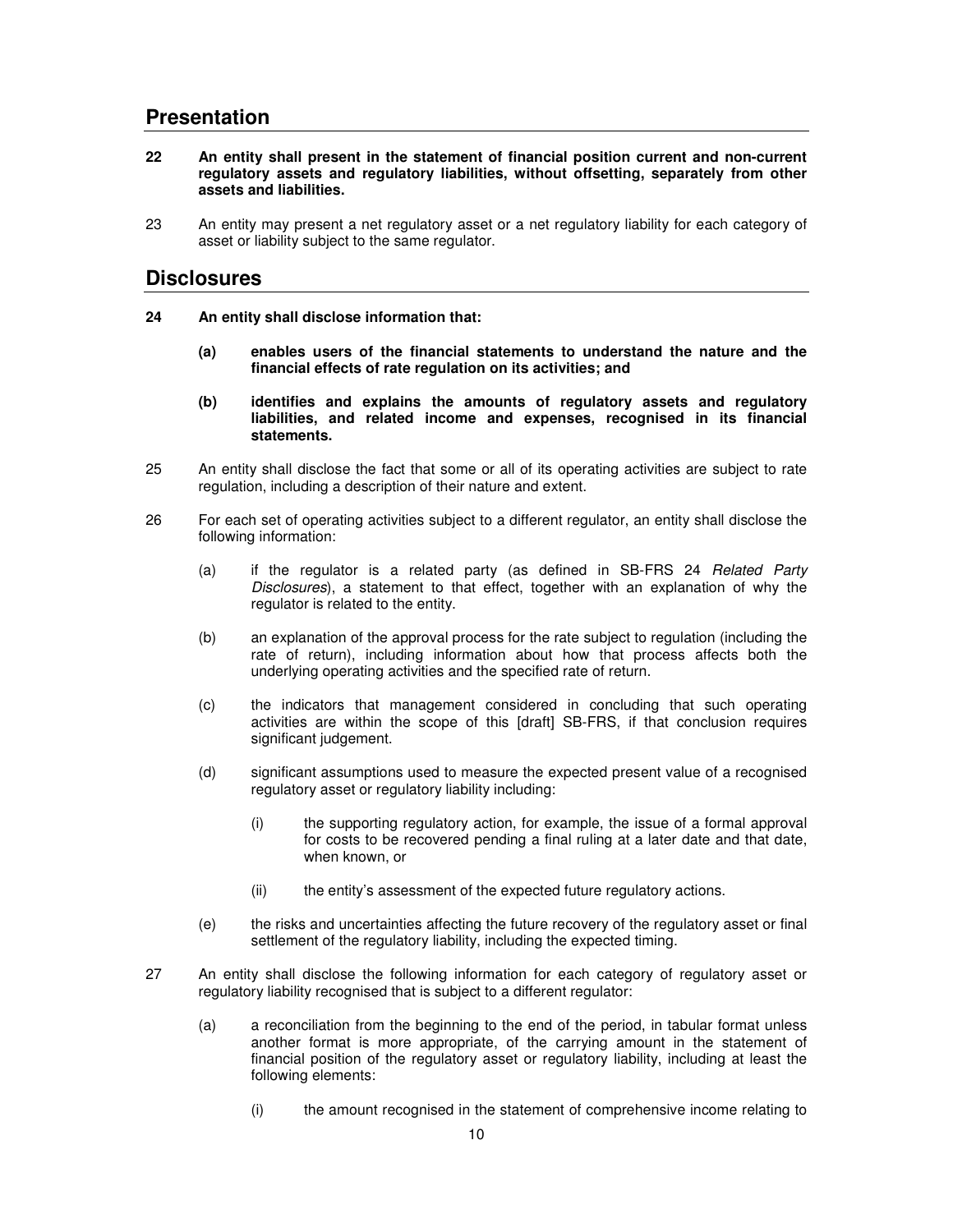## Presentation

**22 An entity shall present in the statement of financial position current and non-current regulatory assets and regulatory liabilities, without offsetting, separately from other assets and liabilities.**

23 An entity may present a net regulatory asset or a net regulatory liability for each category of asset or liability subject to the same regulator.

## Disclosures

**24 An entity shall disclose information that:**

- **(a) enables users of the financial statements to understand the nature and the financial effects of rate regulation on its activities; and**
- **(b) identifies and explains the amounts of regulatory assets and regulatory liabilities, and related income and expenses, recognised in its financial statements.**

25 An entity shall disclose the fact that some or all of its operating activities are subject to rate regulation, including a description of their nature and extent.

26 For each set of operating activities subject to a different regulator, an entity shall disclose the following information:

- (a) if the regulator is a related party (as defined in SB-FRS 24 *Related Party Disclosures*), a statement to that effect, together with an explanation of why the regulator is related to the entity.
- (b) an explanation of the approval process for the rate subject to regulation (including the rate of return), including information about how that process affects both the underlying operating activities and the specified rate of return.
- (c) the indicators that management considered in concluding that such operating activities are within the scope of this [draft] SB-FRS, if that conclusion requires significant judgement.
- (d) significant assumptions used to measure the expected present value of a recognised regulatory asset or regulatory liability including:
  - (i) the supporting regulatory action, for example, the issue of a formal approval for costs to be recovered pending a final ruling at a later date and that date, when known, or
  - (ii) the entity's assessment of the expected future regulatory actions.
- (e) the risks and uncertainties affecting the future recovery of the regulatory asset or final settlement of the regulatory liability, including the expected timing.

27 An entity shall disclose the following information for each category of regulatory asset or regulatory liability recognised that is subject to a different regulator:

- (a) a reconciliation from the beginning to the end of the period, in tabular format unless another format is more appropriate, of the carrying amount in the statement of financial position of the regulatory asset or regulatory liability, including at least the following elements:
  - (i) the amount recognised in the statement of comprehensive income relating to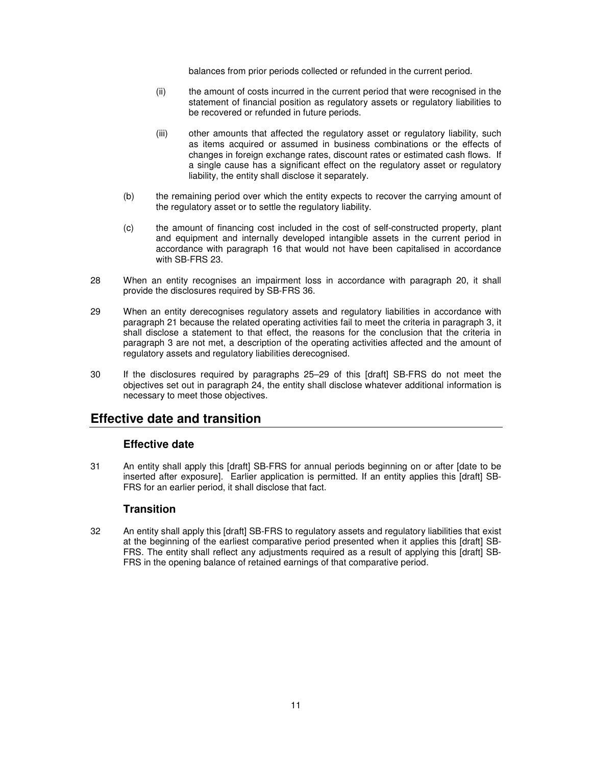balances from prior periods collected or refunded in the current period.

(ii) the amount of costs incurred in the current period that were recognised in the statement of financial position as regulatory assets or regulatory liabilities to be recovered or refunded in future periods.

(iii) other amounts that affected the regulatory asset or regulatory liability, such as items acquired or assumed in business combinations or the effects of changes in foreign exchange rates, discount rates or estimated cash flows. If a single cause has a significant effect on the regulatory asset or regulatory liability, the entity shall disclose it separately.

(b) the remaining period over which the entity expects to recover the carrying amount of the regulatory asset or to settle the regulatory liability.

(c) the amount of financing cost included in the cost of self-constructed property, plant and equipment and internally developed intangible assets in the current period in accordance with paragraph 16 that would not have been capitalised in accordance with SB-FRS 23.

28 When an entity recognises an impairment loss in accordance with paragraph 20, it shall provide the disclosures required by SB-FRS 36.

29 When an entity derecognises regulatory assets and regulatory liabilities in accordance with paragraph 21 because the related operating activities fail to meet the criteria in paragraph 3, it shall disclose a statement to that effect, the reasons for the conclusion that the criteria in paragraph 3 are not met, a description of the operating activities affected and the amount of regulatory assets and regulatory liabilities derecognised.

30 If the disclosures required by paragraphs 25–29 of this [draft] SB-FRS do not meet the objectives set out in paragraph 24, the entity shall disclose whatever additional information is necessary to meet those objectives.

## Effective date and transition

### Effective date

31 An entity shall apply this [draft] SB-FRS for annual periods beginning on or after [date to be inserted after exposure]. Earlier application is permitted. If an entity applies this [draft] SB-FRS for an earlier period, it shall disclose that fact.

### Transition

32 An entity shall apply this [draft] SB-FRS to regulatory assets and regulatory liabilities that exist at the beginning of the earliest comparative period presented when it applies this [draft] SB-FRS. The entity shall reflect any adjustments required as a result of applying this [draft] SB-FRS in the opening balance of retained earnings of that comparative period.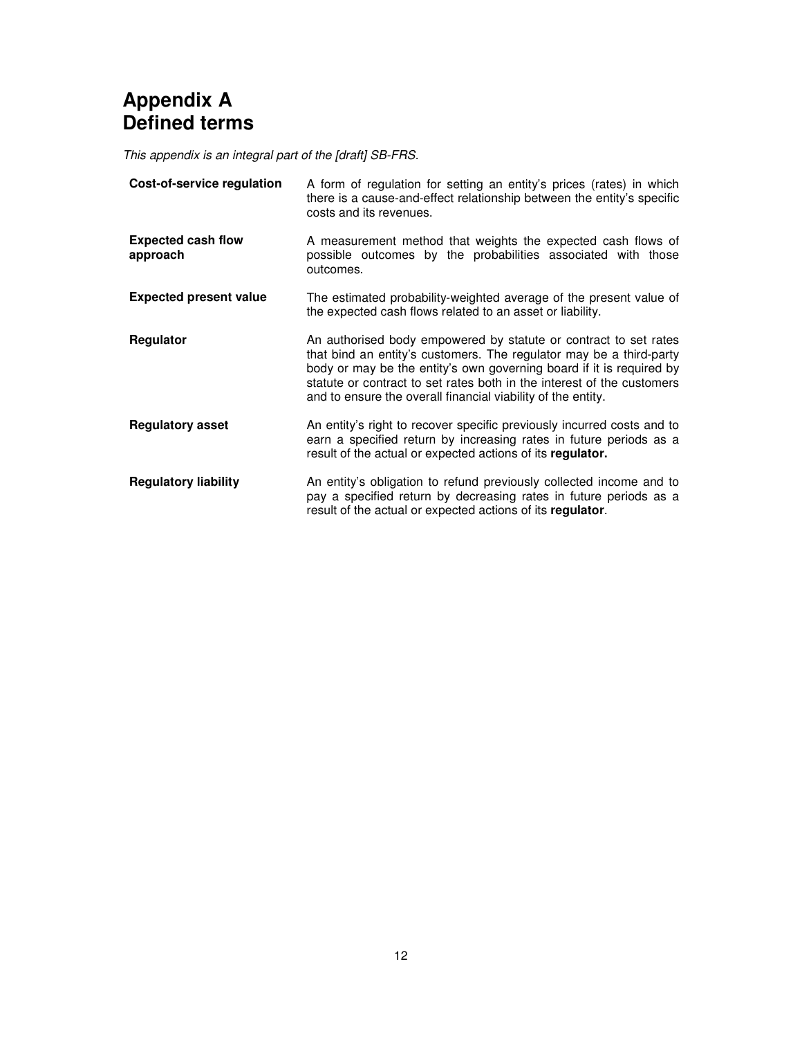# Appendix A
# Defined terms

*This appendix is an integral part of the [draft] SB-FRS.*

| | |
|---|---|
| **Cost-of-service regulation** | A form of regulation for setting an entity's prices (rates) in which there is a cause-and-effect relationship between the entity's specific costs and its revenues. |
| **Expected cash flow approach** | A measurement method that weights the expected cash flows of possible outcomes by the probabilities associated with those outcomes. |
| **Expected present value** | The estimated probability-weighted average of the present value of the expected cash flows related to an asset or liability. |
| **Regulator** | An authorised body empowered by statute or contract to set rates that bind an entity's customers. The regulator may be a third-party body or may be the entity's own governing board if it is required by statute or contract to set rates both in the interest of the customers and to ensure the overall financial viability of the entity. |
| **Regulatory asset** | An entity's right to recover specific previously incurred costs and to earn a specified return by increasing rates in future periods as a result of the actual or expected actions of its **regulator.** |
| **Regulatory liability** | An entity's obligation to refund previously collected income and to pay a specified return by decreasing rates in future periods as a result of the actual or expected actions of its **regulator**. |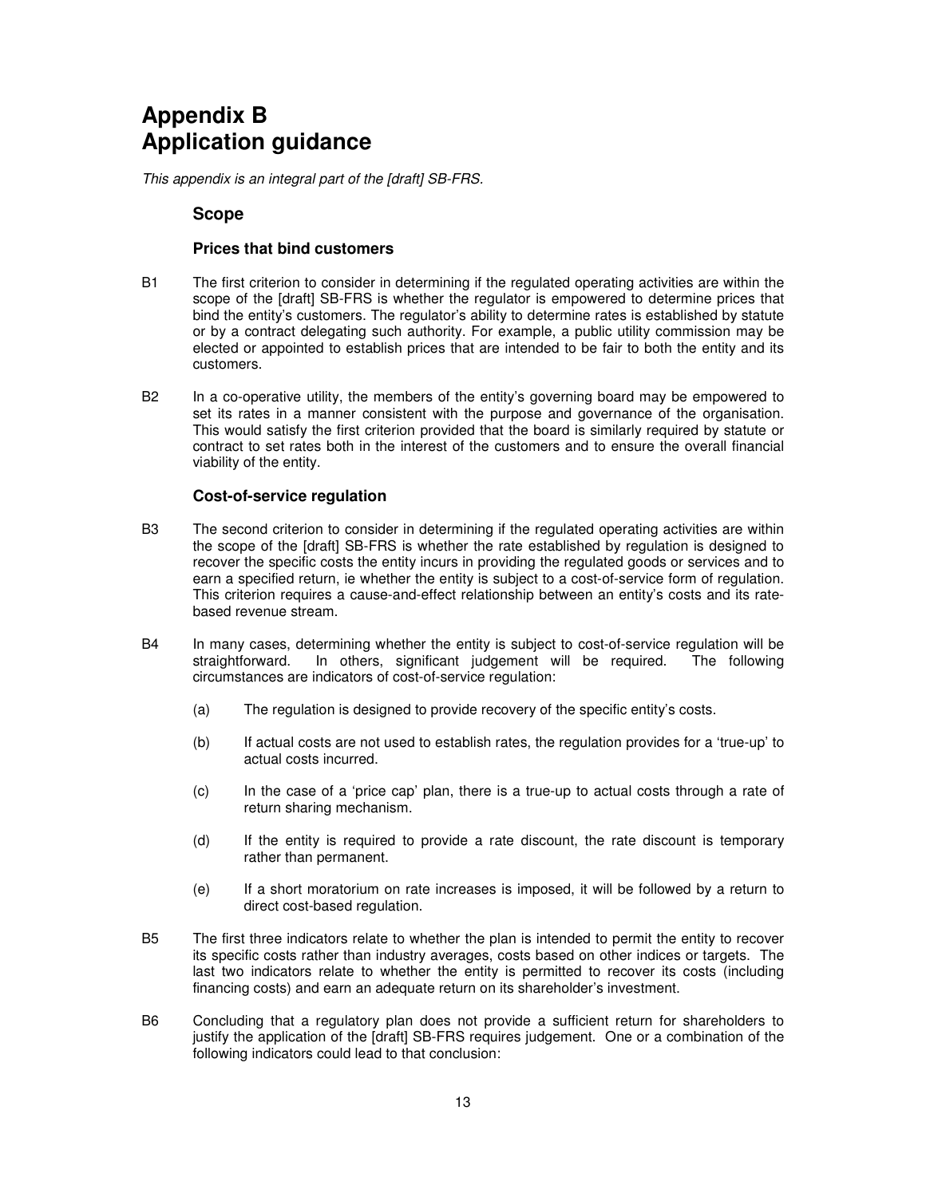# Appendix B
# Application guidance

*This appendix is an integral part of the [draft] SB-FRS.*

## Scope

### Prices that bind customers

B1 The first criterion to consider in determining if the regulated operating activities are within the scope of the [draft] SB-FRS is whether the regulator is empowered to determine prices that bind the entity's customers. The regulator's ability to determine rates is established by statute or by a contract delegating such authority. For example, a public utility commission may be elected or appointed to establish prices that are intended to be fair to both the entity and its customers.

B2 In a co-operative utility, the members of the entity's governing board may be empowered to set its rates in a manner consistent with the purpose and governance of the organisation. This would satisfy the first criterion provided that the board is similarly required by statute or contract to set rates both in the interest of the customers and to ensure the overall financial viability of the entity.

### Cost-of-service regulation

B3 The second criterion to consider in determining if the regulated operating activities are within the scope of the [draft] SB-FRS is whether the rate established by regulation is designed to recover the specific costs the entity incurs in providing the regulated goods or services and to earn a specified return, ie whether the entity is subject to a cost-of-service form of regulation. This criterion requires a cause-and-effect relationship between an entity's costs and its rate-based revenue stream.

B4 In many cases, determining whether the entity is subject to cost-of-service regulation will be straightforward. In others, significant judgement will be required. The following circumstances are indicators of cost-of-service regulation:

(a) The regulation is designed to provide recovery of the specific entity's costs.

(b) If actual costs are not used to establish rates, the regulation provides for a 'true-up' to actual costs incurred.

(c) In the case of a 'price cap' plan, there is a true-up to actual costs through a rate of return sharing mechanism.

(d) If the entity is required to provide a rate discount, the rate discount is temporary rather than permanent.

(e) If a short moratorium on rate increases is imposed, it will be followed by a return to direct cost-based regulation.

B5 The first three indicators relate to whether the plan is intended to permit the entity to recover its specific costs rather than industry averages, costs based on other indices or targets. The last two indicators relate to whether the entity is permitted to recover its costs (including financing costs) and earn an adequate return on its shareholder's investment.

B6 Concluding that a regulatory plan does not provide a sufficient return for shareholders to justify the application of the [draft] SB-FRS requires judgement. One or a combination of the following indicators could lead to that conclusion: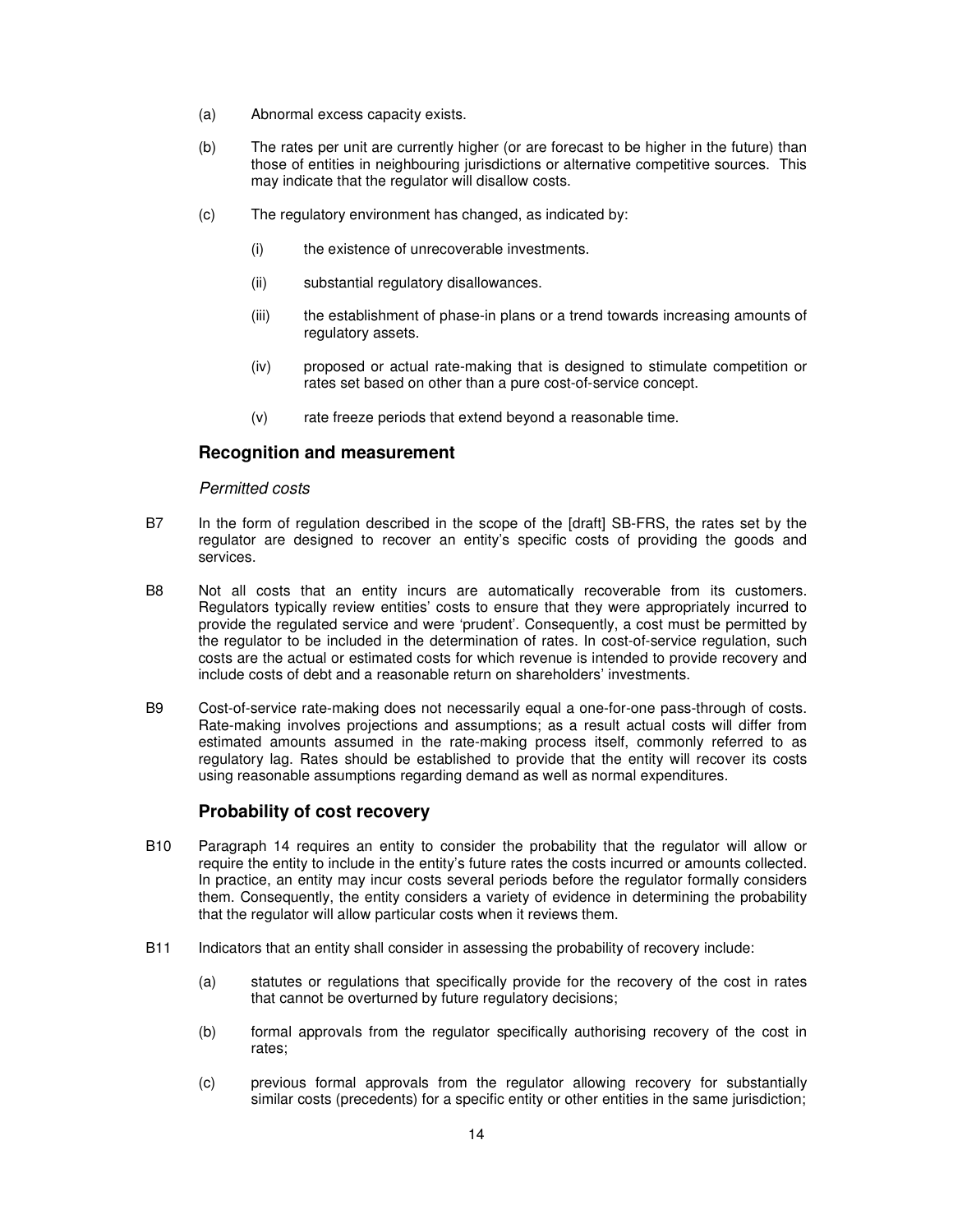(a) Abnormal excess capacity exists.

(b) The rates per unit are currently higher (or are forecast to be higher in the future) than those of entities in neighbouring jurisdictions or alternative competitive sources. This may indicate that the regulator will disallow costs.

(c) The regulatory environment has changed, as indicated by:

(i) the existence of unrecoverable investments.

(ii) substantial regulatory disallowances.

(iii) the establishment of phase-in plans or a trend towards increasing amounts of regulatory assets.

(iv) proposed or actual rate-making that is designed to stimulate competition or rates set based on other than a pure cost-of-service concept.

(v) rate freeze periods that extend beyond a reasonable time.

## Recognition and measurement

*Permitted costs*

B7 In the form of regulation described in the scope of the [draft] SB-FRS, the rates set by the regulator are designed to recover an entity's specific costs of providing the goods and services.

B8 Not all costs that an entity incurs are automatically recoverable from its customers. Regulators typically review entities' costs to ensure that they were appropriately incurred to provide the regulated service and were 'prudent'. Consequently, a cost must be permitted by the regulator to be included in the determination of rates. In cost-of-service regulation, such costs are the actual or estimated costs for which revenue is intended to provide recovery and include costs of debt and a reasonable return on shareholders' investments.

B9 Cost-of-service rate-making does not necessarily equal a one-for-one pass-through of costs. Rate-making involves projections and assumptions; as a result actual costs will differ from estimated amounts assumed in the rate-making process itself, commonly referred to as regulatory lag. Rates should be established to provide that the entity will recover its costs using reasonable assumptions regarding demand as well as normal expenditures.

## Probability of cost recovery

B10 Paragraph 14 requires an entity to consider the probability that the regulator will allow or require the entity to include in the entity's future rates the costs incurred or amounts collected. In practice, an entity may incur costs several periods before the regulator formally considers them. Consequently, the entity considers a variety of evidence in determining the probability that the regulator will allow particular costs when it reviews them.

B11 Indicators that an entity shall consider in assessing the probability of recovery include:

(a) statutes or regulations that specifically provide for the recovery of the cost in rates that cannot be overturned by future regulatory decisions;

(b) formal approvals from the regulator specifically authorising recovery of the cost in rates;

(c) previous formal approvals from the regulator allowing recovery for substantially similar costs (precedents) for a specific entity or other entities in the same jurisdiction;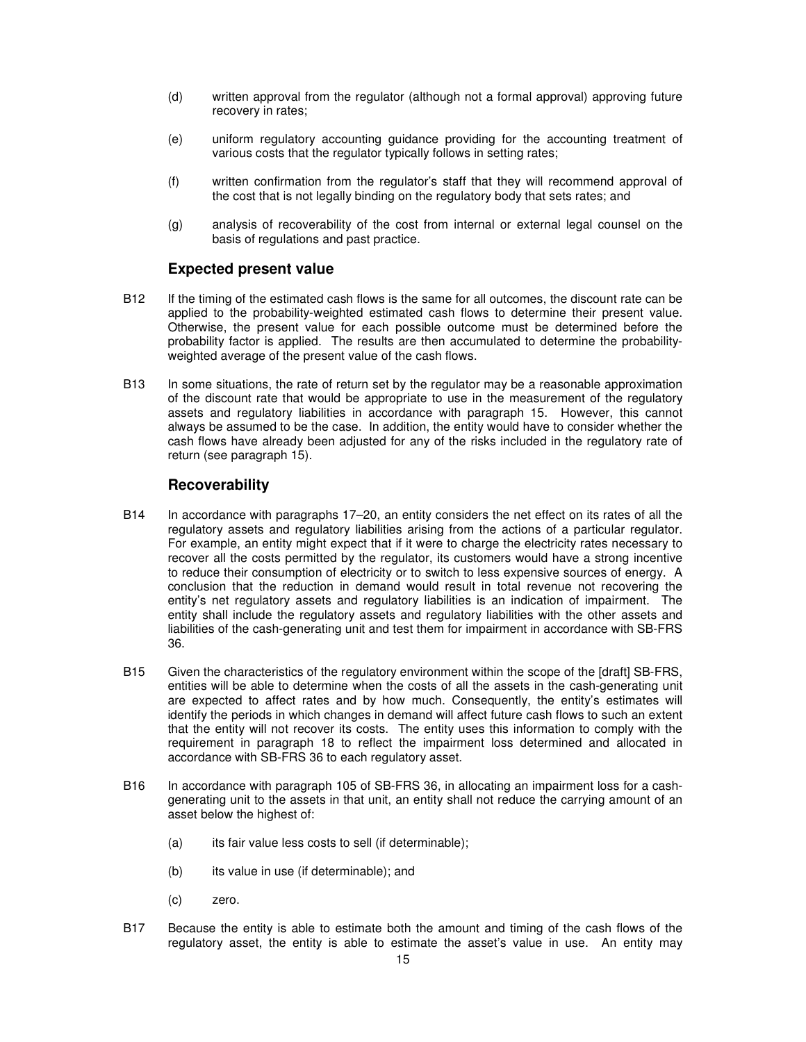(d) written approval from the regulator (although not a formal approval) approving future recovery in rates;

(e) uniform regulatory accounting guidance providing for the accounting treatment of various costs that the regulator typically follows in setting rates;

(f) written confirmation from the regulator's staff that they will recommend approval of the cost that is not legally binding on the regulatory body that sets rates; and

(g) analysis of recoverability of the cost from internal or external legal counsel on the basis of regulations and past practice.

## Expected present value

B12 If the timing of the estimated cash flows is the same for all outcomes, the discount rate can be applied to the probability-weighted estimated cash flows to determine their present value. Otherwise, the present value for each possible outcome must be determined before the probability factor is applied. The results are then accumulated to determine the probability-weighted average of the present value of the cash flows.

B13 In some situations, the rate of return set by the regulator may be a reasonable approximation of the discount rate that would be appropriate to use in the measurement of the regulatory assets and regulatory liabilities in accordance with paragraph 15. However, this cannot always be assumed to be the case. In addition, the entity would have to consider whether the cash flows have already been adjusted for any of the risks included in the regulatory rate of return (see paragraph 15).

## Recoverability

B14 In accordance with paragraphs 17–20, an entity considers the net effect on its rates of all the regulatory assets and regulatory liabilities arising from the actions of a particular regulator. For example, an entity might expect that if it were to charge the electricity rates necessary to recover all the costs permitted by the regulator, its customers would have a strong incentive to reduce their consumption of electricity or to switch to less expensive sources of energy. A conclusion that the reduction in demand would result in total revenue not recovering the entity's net regulatory assets and regulatory liabilities is an indication of impairment. The entity shall include the regulatory assets and regulatory liabilities with the other assets and liabilities of the cash-generating unit and test them for impairment in accordance with SB-FRS 36.

B15 Given the characteristics of the regulatory environment within the scope of the [draft] SB-FRS, entities will be able to determine when the costs of all the assets in the cash-generating unit are expected to affect rates and by how much. Consequently, the entity's estimates will identify the periods in which changes in demand will affect future cash flows to such an extent that the entity will not recover its costs. The entity uses this information to comply with the requirement in paragraph 18 to reflect the impairment loss determined and allocated in accordance with SB-FRS 36 to each regulatory asset.

B16 In accordance with paragraph 105 of SB-FRS 36, in allocating an impairment loss for a cash-generating unit to the assets in that unit, an entity shall not reduce the carrying amount of an asset below the highest of:

(a) its fair value less costs to sell (if determinable);

(b) its value in use (if determinable); and

(c) zero.

B17 Because the entity is able to estimate both the amount and timing of the cash flows of the regulatory asset, the entity is able to estimate the asset's value in use. An entity may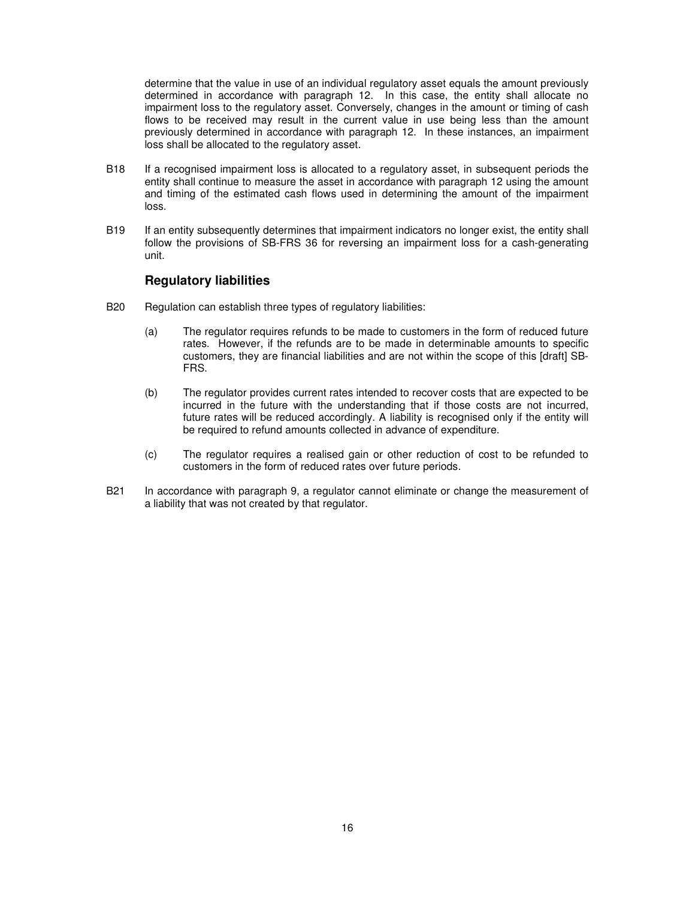determine that the value in use of an individual regulatory asset equals the amount previously determined in accordance with paragraph 12. In this case, the entity shall allocate no impairment loss to the regulatory asset. Conversely, changes in the amount or timing of cash flows to be received may result in the current value in use being less than the amount previously determined in accordance with paragraph 12. In these instances, an impairment loss shall be allocated to the regulatory asset.

B18 If a recognised impairment loss is allocated to a regulatory asset, in subsequent periods the entity shall continue to measure the asset in accordance with paragraph 12 using the amount and timing of the estimated cash flows used in determining the amount of the impairment loss.

B19 If an entity subsequently determines that impairment indicators no longer exist, the entity shall follow the provisions of SB-FRS 36 for reversing an impairment loss for a cash-generating unit.

### Regulatory liabilities

B20 Regulation can establish three types of regulatory liabilities:

(a) The regulator requires refunds to be made to customers in the form of reduced future rates. However, if the refunds are to be made in determinable amounts to specific customers, they are financial liabilities and are not within the scope of this [draft] SB-FRS.

(b) The regulator provides current rates intended to recover costs that are expected to be incurred in the future with the understanding that if those costs are not incurred, future rates will be reduced accordingly. A liability is recognised only if the entity will be required to refund amounts collected in advance of expenditure.

(c) The regulator requires a realised gain or other reduction of cost to be refunded to customers in the form of reduced rates over future periods.

B21 In accordance with paragraph 9, a regulator cannot eliminate or change the measurement of a liability that was not created by that regulator.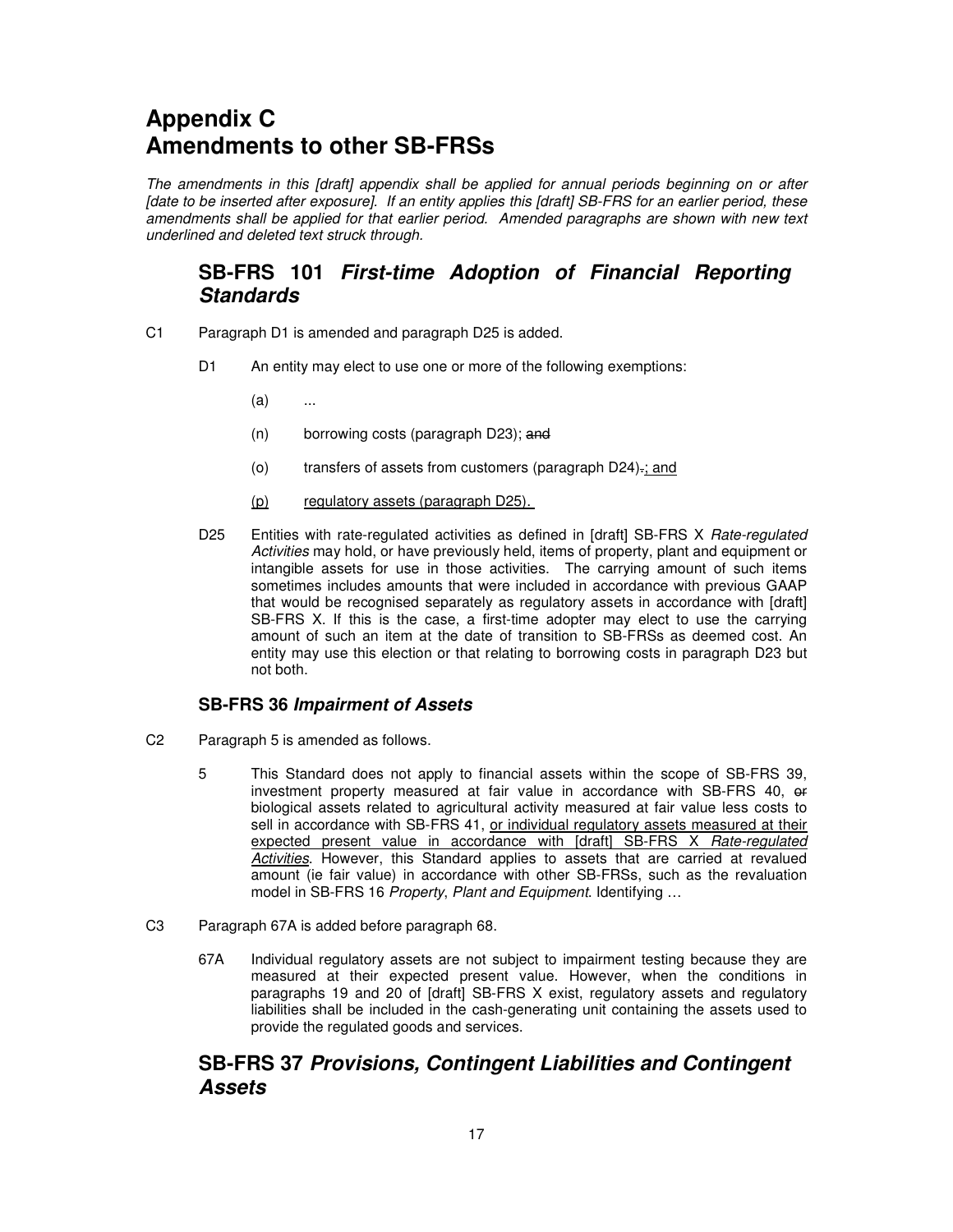# Appendix C
# Amendments to other SB-FRSs

*The amendments in this [draft] appendix shall be applied for annual periods beginning on or after [date to be inserted after exposure]. If an entity applies this [draft] SB-FRS for an earlier period, these amendments shall be applied for that earlier period. Amended paragraphs are shown with new text underlined and deleted text struck through.*

## SB-FRS 101 *First-time Adoption of Financial Reporting Standards*

C1 Paragraph D1 is amended and paragraph D25 is added.

D1 An entity may elect to use one or more of the following exemptions:

(a) ...

(n) borrowing costs (paragraph D23); ~~and~~

(o) transfers of assets from customers (paragraph D24)~~.~~<u>; and</u>

<u>(p) regulatory assets (paragraph D25).</u>

D25 Entities with rate-regulated activities as defined in [draft] SB-FRS X *Rate-regulated Activities* may hold, or have previously held, items of property, plant and equipment or intangible assets for use in those activities. The carrying amount of such items sometimes includes amounts that were included in accordance with previous GAAP that would be recognised separately as regulatory assets in accordance with [draft] SB-FRS X. If this is the case, a first-time adopter may elect to use the carrying amount of such an item at the date of transition to SB-FRSs as deemed cost. An entity may use this election or that relating to borrowing costs in paragraph D23 but not both.

### SB-FRS 36 *Impairment of Assets*

C2 Paragraph 5 is amended as follows.

5 This Standard does not apply to financial assets within the scope of SB-FRS 39, investment property measured at fair value in accordance with SB-FRS 40, ~~or~~ biological assets related to agricultural activity measured at fair value less costs to sell in accordance with SB-FRS 41, <u>or individual regulatory assets measured at their expected present value in accordance with [draft] SB-FRS X *Rate-regulated Activities*</u>. However, this Standard applies to assets that are carried at revalued amount (ie fair value) in accordance with other SB-FRSs, such as the revaluation model in SB-FRS 16 *Property, Plant and Equipment*. Identifying …

C3 Paragraph 67A is added before paragraph 68.

67A Individual regulatory assets are not subject to impairment testing because they are measured at their expected present value. However, when the conditions in paragraphs 19 and 20 of [draft] SB-FRS X exist, regulatory assets and regulatory liabilities shall be included in the cash-generating unit containing the assets used to provide the regulated goods and services.

## SB-FRS 37 *Provisions, Contingent Liabilities and Contingent Assets*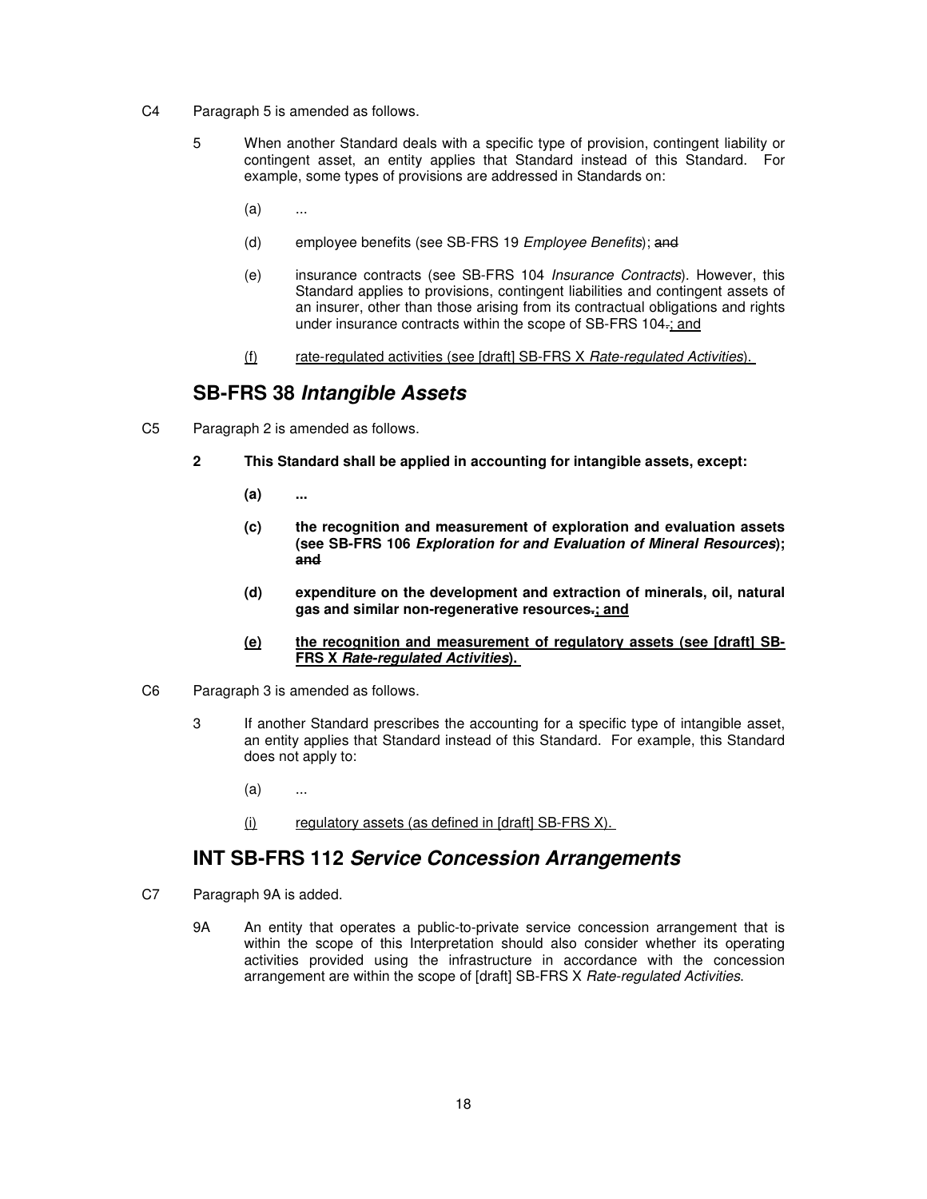C4 Paragraph 5 is amended as follows.

5 When another Standard deals with a specific type of provision, contingent liability or contingent asset, an entity applies that Standard instead of this Standard. For example, some types of provisions are addressed in Standards on:

(a) ...

(d) employee benefits (see SB-FRS 19 *Employee Benefits*); ~~and~~

(e) insurance contracts (see SB-FRS 104 *Insurance Contracts*). However, this Standard applies to provisions, contingent liabilities and contingent assets of an insurer, other than those arising from its contractual obligations and rights under insurance contracts within the scope of SB-FRS 104~~.~~<u>; and</u>

<u>(f) rate-regulated activities (see [draft] SB-FRS X *Rate-regulated Activities*).</u>

## SB-FRS 38 *Intangible Assets*

C5 Paragraph 2 is amended as follows.

**2 This Standard shall be applied in accounting for intangible assets, except:**

**(a) ...**

**(c) the recognition and measurement of exploration and evaluation assets (see SB-FRS 106 *Exploration for and Evaluation of Mineral Resources*); ~~and~~**

**(d) expenditure on the development and extraction of minerals, oil, natural gas and similar non-regenerative resources~~.~~<u>; and</u>**

**<u>(e) the recognition and measurement of regulatory assets (see [draft] SB-FRS X *Rate-regulated Activities*).</u>**

C6 Paragraph 3 is amended as follows.

3 If another Standard prescribes the accounting for a specific type of intangible asset, an entity applies that Standard instead of this Standard. For example, this Standard does not apply to:

(a) ...

<u>(i) regulatory assets (as defined in [draft] SB-FRS X).</u>

## INT SB-FRS 112 *Service Concession Arrangements*

C7 Paragraph 9A is added.

9A An entity that operates a public-to-private service concession arrangement that is within the scope of this Interpretation should also consider whether its operating activities provided using the infrastructure in accordance with the concession arrangement are within the scope of [draft] SB-FRS X *Rate-regulated Activities*.